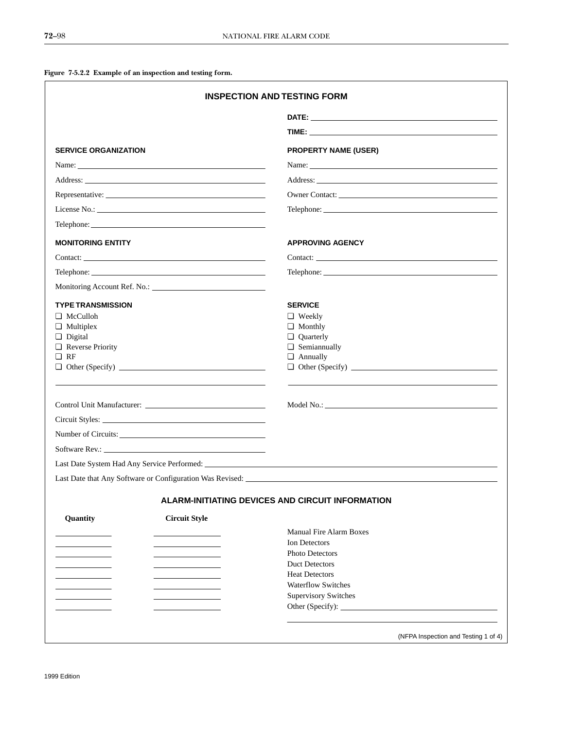**Figure 7-5.2.2 Example of an inspection and testing form.**

## INSPECTION AND TESTING FORM

**DATE:** ______________________

**TIME:** ______________________

### SERVICE ORGANIZATION

Name: ______________________

Address: ______________________

Representative: ______________________

License No.: ______________________

Telephone: ______________________

### PROPERTY NAME (USER)

Name: ______________________

Address: ______________________

Owner Contact: ______________________

Telephone: ______________________

### MONITORING ENTITY

Contact: ______________________

Telephone: ______________________

Monitoring Account Ref. No.: ______________________

### APPROVING AGENCY

Contact: ______________________

Telephone: ______________________

### TYPE TRANSMISSION

- ☐ McCulloh
- ☐ Multiplex
- ☐ Digital
- ☐ Reverse Priority
- ☐ RF
- ☐ Other (Specify) ______________________

______________________

### SERVICE

- ☐ Weekly
- ☐ Monthly
- ☐ Quarterly
- ☐ Semiannually
- ☐ Annually
- ☐ Other (Specify) ______________________

______________________

Control Unit Manufacturer: ______________________

Model No.: ______________________

Circuit Styles: ______________________

Number of Circuits: ______________________

Software Rev.: ______________________

Last Date System Had Any Service Performed: ______________________

Last Date that Any Software or Configuration Was Revised: ______________________

### ALARM-INITIATING DEVICES AND CIRCUIT INFORMATION

| Quantity | Circuit Style | |
|---|---|---|
| ______ | ______ | Manual Fire Alarm Boxes |
| ______ | ______ | Ion Detectors |
| ______ | ______ | Photo Detectors |
| ______ | ______ | Duct Detectors |
| ______ | ______ | Heat Detectors |
| ______ | ______ | Waterflow Switches |
| ______ | ______ | Supervisory Switches |
| ______ | ______ | Other (Specify): ______________________ |

______________________

(NFPA Inspection and Testing 1 of 4)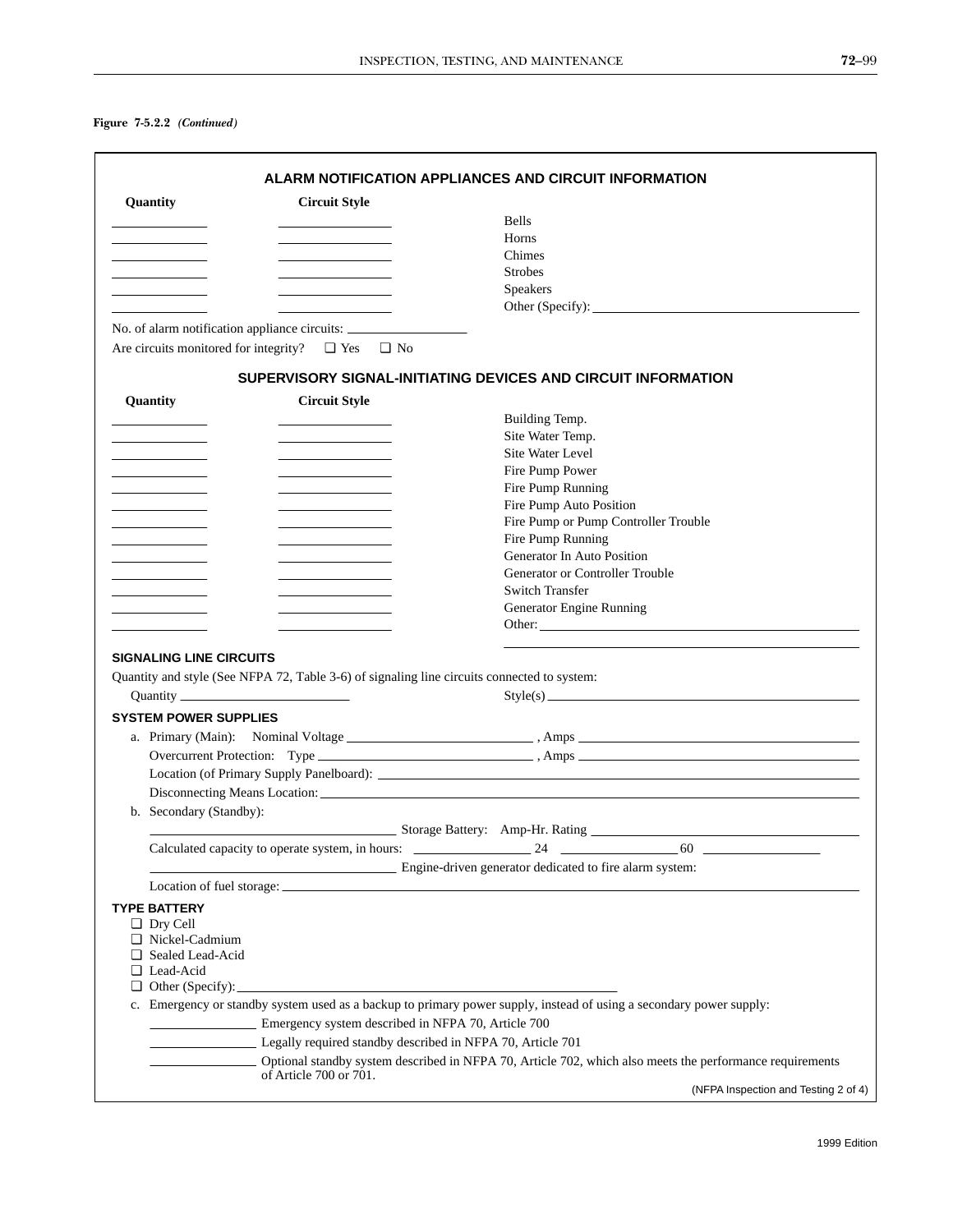**Figure 7-5.2.2** *(Continued)*

## ALARM NOTIFICATION APPLIANCES AND CIRCUIT INFORMATION

| Quantity | Circuit Style | |
|---|---|---|
| ________ | ________ | Bells |
| ________ | ________ | Horns |
| ________ | ________ | Chimes |
| ________ | ________ | Strobes |
| ________ | ________ | Speakers |
| ________ | ________ | Other (Specify): ________ |

No. of alarm notification appliance circuits: ________

Are circuits monitored for integrity? ❑ Yes ❑ No

## SUPERVISORY SIGNAL-INITIATING DEVICES AND CIRCUIT INFORMATION

| Quantity | Circuit Style | |
|---|---|---|
| ________ | ________ | Building Temp. |
| ________ | ________ | Site Water Temp. |
| ________ | ________ | Site Water Level |
| ________ | ________ | Fire Pump Power |
| ________ | ________ | Fire Pump Running |
| ________ | ________ | Fire Pump Auto Position |
| ________ | ________ | Fire Pump or Pump Controller Trouble |
| ________ | ________ | Fire Pump Running |
| ________ | ________ | Generator In Auto Position |
| ________ | ________ | Generator or Controller Trouble |
| ________ | ________ | Switch Transfer |
| ________ | ________ | Generator Engine Running |
| ________ | ________ | Other: ________ |

### SIGNALING LINE CIRCUITS

Quantity and style (See NFPA 72, Table 3-6) of signaling line circuits connected to system:

Quantity ________ Style(s) ________

### SYSTEM POWER SUPPLIES

a. Primary (Main): Nominal Voltage ________ , Amps ________

Overcurrent Protection: Type ________ , Amps ________

Location (of Primary Supply Panelboard): ________

Disconnecting Means Location: ________

b. Secondary (Standby):

________ Storage Battery: Amp-Hr. Rating ________

Calculated capacity to operate system, in hours: ________ 24 ________ 60 ________

________ Engine-driven generator dedicated to fire alarm system:

Location of fuel storage: ________

### TYPE BATTERY

- ❑ Dry Cell
- ❑ Nickel-Cadmium
- ❑ Sealed Lead-Acid
- ❑ Lead-Acid
- ❑ Other (Specify): ________

c. Emergency or standby system used as a backup to primary power supply, instead of using a secondary power supply:

________ Emergency system described in NFPA 70, Article 700

________ Legally required standby described in NFPA 70, Article 701

________ Optional standby system described in NFPA 70, Article 702, which also meets the performance requirements of Article 700 or 701.

(NFPA Inspection and Testing 2 of 4)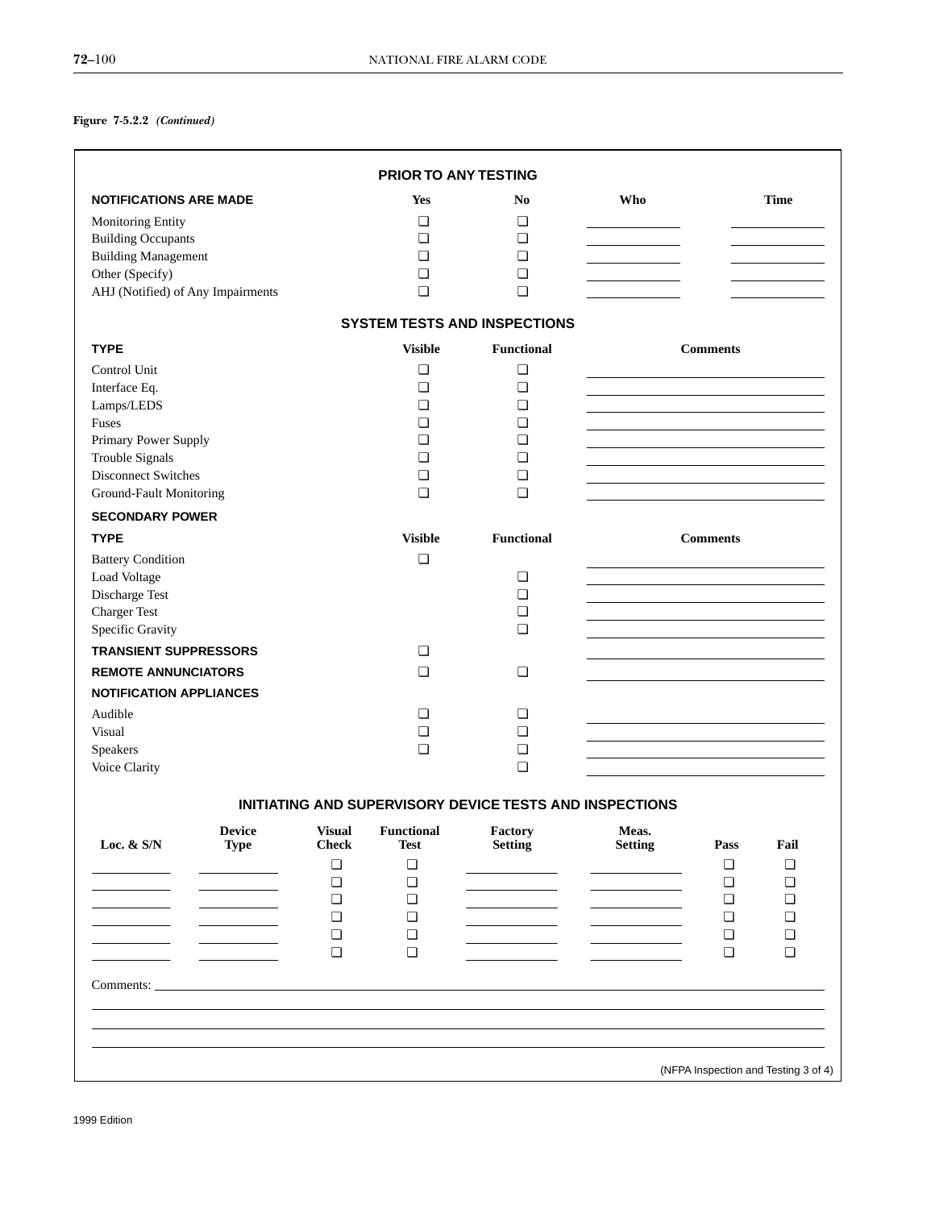**Figure 7-5.2.2** *(Continued)*

## PRIOR TO ANY TESTING

| NOTIFICATIONS ARE MADE | Yes | No | Who | Time |
|---|---|---|---|---|
| Monitoring Entity | ❑ | ❑ | ________ | ________ |
| Building Occupants | ❑ | ❑ | ________ | ________ |
| Building Management | ❑ | ❑ | ________ | ________ |
| Other (Specify) | ❑ | ❑ | ________ | ________ |
| AHJ (Notified) of Any Impairments | ❑ | ❑ | ________ | ________ |

## SYSTEM TESTS AND INSPECTIONS

| TYPE | Visible | Functional | Comments |
|---|---|---|---|
| Control Unit | ❑ | ❑ | ________ |
| Interface Eq. | ❑ | ❑ | ________ |
| Lamps/LEDS | ❑ | ❑ | ________ |
| Fuses | ❑ | ❑ | ________ |
| Primary Power Supply | ❑ | ❑ | ________ |
| Trouble Signals | ❑ | ❑ | ________ |
| Disconnect Switches | ❑ | ❑ | ________ |
| Ground-Fault Monitoring | ❑ | ❑ | ________ |

**SECONDARY POWER**

| TYPE | Visible | Functional | Comments |
|---|---|---|---|
| Battery Condition | ❑ | | ________ |
| Load Voltage | | ❑ | ________ |
| Discharge Test | | ❑ | ________ |
| Charger Test | | ❑ | ________ |
| Specific Gravity | | ❑ | ________ |
| **TRANSIENT SUPPRESSORS** | ❑ | | ________ |
| **REMOTE ANNUNCIATORS** | ❑ | ❑ | ________ |
| **NOTIFICATION APPLIANCES** | | | |
| Audible | ❑ | ❑ | ________ |
| Visual | ❑ | ❑ | ________ |
| Speakers | ❑ | ❑ | ________ |
| Voice Clarity | | ❑ | ________ |

## INITIATING AND SUPERVISORY DEVICE TESTS AND INSPECTIONS

| Loc. & S/N | Device Type | Visual Check | Functional Test | Factory Setting | Meas. Setting | Pass | Fail |
|---|---|---|---|---|---|---|---|
| ________ | ________ | ❑ | ❑ | ________ | ________ | ❑ | ❑ |
| ________ | ________ | ❑ | ❑ | ________ | ________ | ❑ | ❑ |
| ________ | ________ | ❑ | ❑ | ________ | ________ | ❑ | ❑ |
| ________ | ________ | ❑ | ❑ | ________ | ________ | ❑ | ❑ |
| ________ | ________ | ❑ | ❑ | ________ | ________ | ❑ | ❑ |
| ________ | ________ | ❑ | ❑ | ________ | ________ | ❑ | ❑ |

Comments: ____________________________________________

____________________________________________

____________________________________________

____________________________________________

(NFPA Inspection and Testing 3 of 4)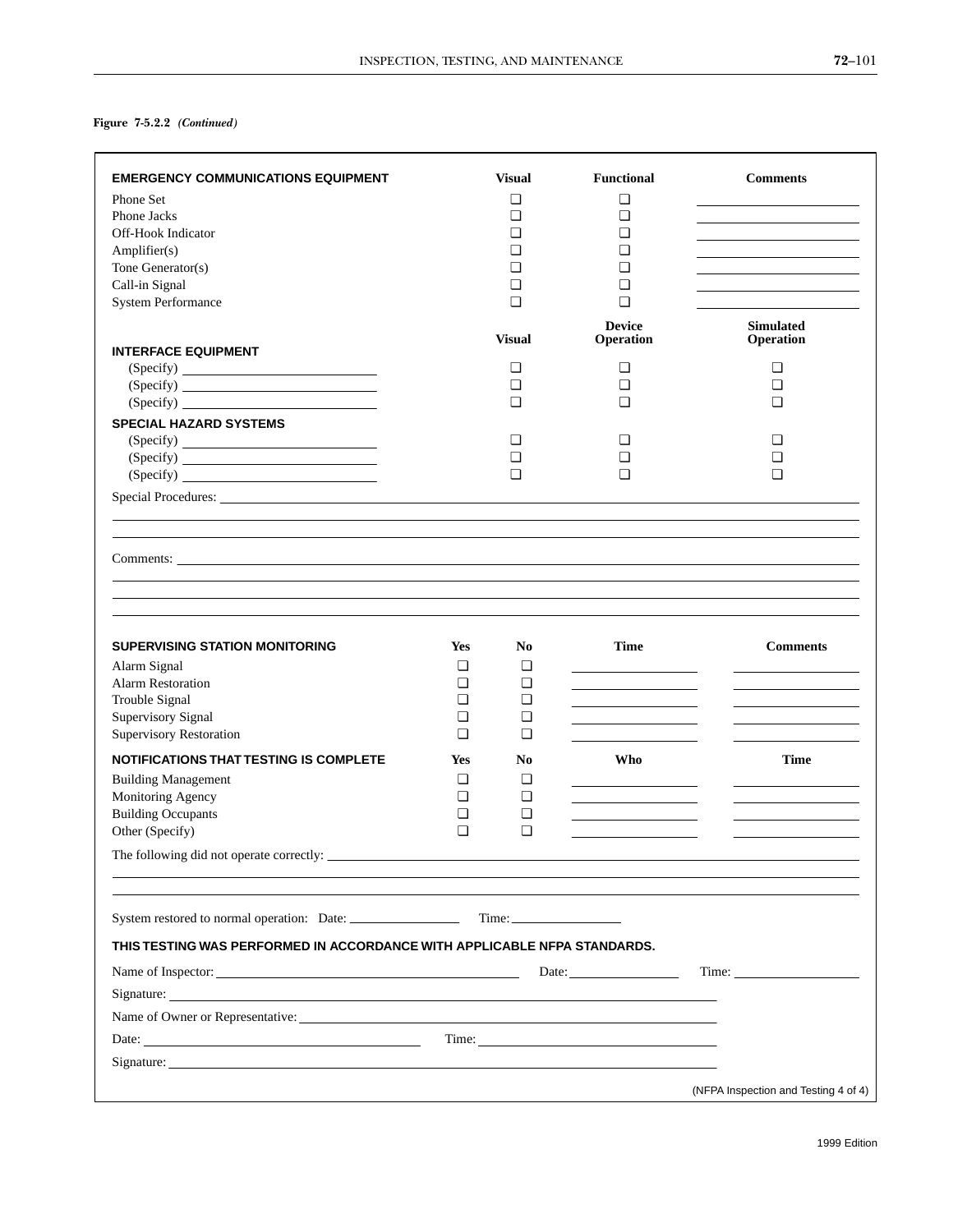**Figure 7-5.2.2** *(Continued)*

| EMERGENCY COMMUNICATIONS EQUIPMENT | Visual | Functional | Comments |
|---|---|---|---|
| Phone Set | ❑ | ❑ | ______ |
| Phone Jacks | ❑ | ❑ | ______ |
| Off-Hook Indicator | ❑ | ❑ | ______ |
| Amplifier(s) | ❑ | ❑ | ______ |
| Tone Generator(s) | ❑ | ❑ | ______ |
| Call-in Signal | ❑ | ❑ | ______ |
| System Performance | ❑ | ❑ | ______ |

| INTERFACE EQUIPMENT | Visual | Device Operation | Simulated Operation |
|---|---|---|---|
| (Specify) ______ | ❑ | ❑ | ❑ |
| (Specify) ______ | ❑ | ❑ | ❑ |
| (Specify) ______ | ❑ | ❑ | ❑ |
| **SPECIAL HAZARD SYSTEMS** | | | |
| (Specify) ______ | ❑ | ❑ | ❑ |
| (Specify) ______ | ❑ | ❑ | ❑ |
| (Specify) ______ | ❑ | ❑ | ❑ |

Special Procedures: ______

Comments: ______

| SUPERVISING STATION MONITORING | Yes | No | Time | Comments |
|---|---|---|---|---|
| Alarm Signal | ❑ | ❑ | ______ | ______ |
| Alarm Restoration | ❑ | ❑ | ______ | ______ |
| Trouble Signal | ❑ | ❑ | ______ | ______ |
| Supervisory Signal | ❑ | ❑ | ______ | ______ |
| Supervisory Restoration | ❑ | ❑ | ______ | ______ |

| NOTIFICATIONS THAT TESTING IS COMPLETE | Yes | No | Who | Time |
|---|---|---|---|---|
| Building Management | ❑ | ❑ | ______ | ______ |
| Monitoring Agency | ❑ | ❑ | ______ | ______ |
| Building Occupants | ❑ | ❑ | ______ | ______ |
| Other (Specify) | ❑ | ❑ | ______ | ______ |

The following did not operate correctly: ______

System restored to normal operation: Date: ______ Time: ______

**THIS TESTING WAS PERFORMED IN ACCORDANCE WITH APPLICABLE NFPA STANDARDS.**

Name of Inspector: ______ Date: ______ Time: ______

Signature: ______

Name of Owner or Representative: ______

Date: ______ Time: ______

Signature: ______

(NFPA Inspection and Testing 4 of 4)